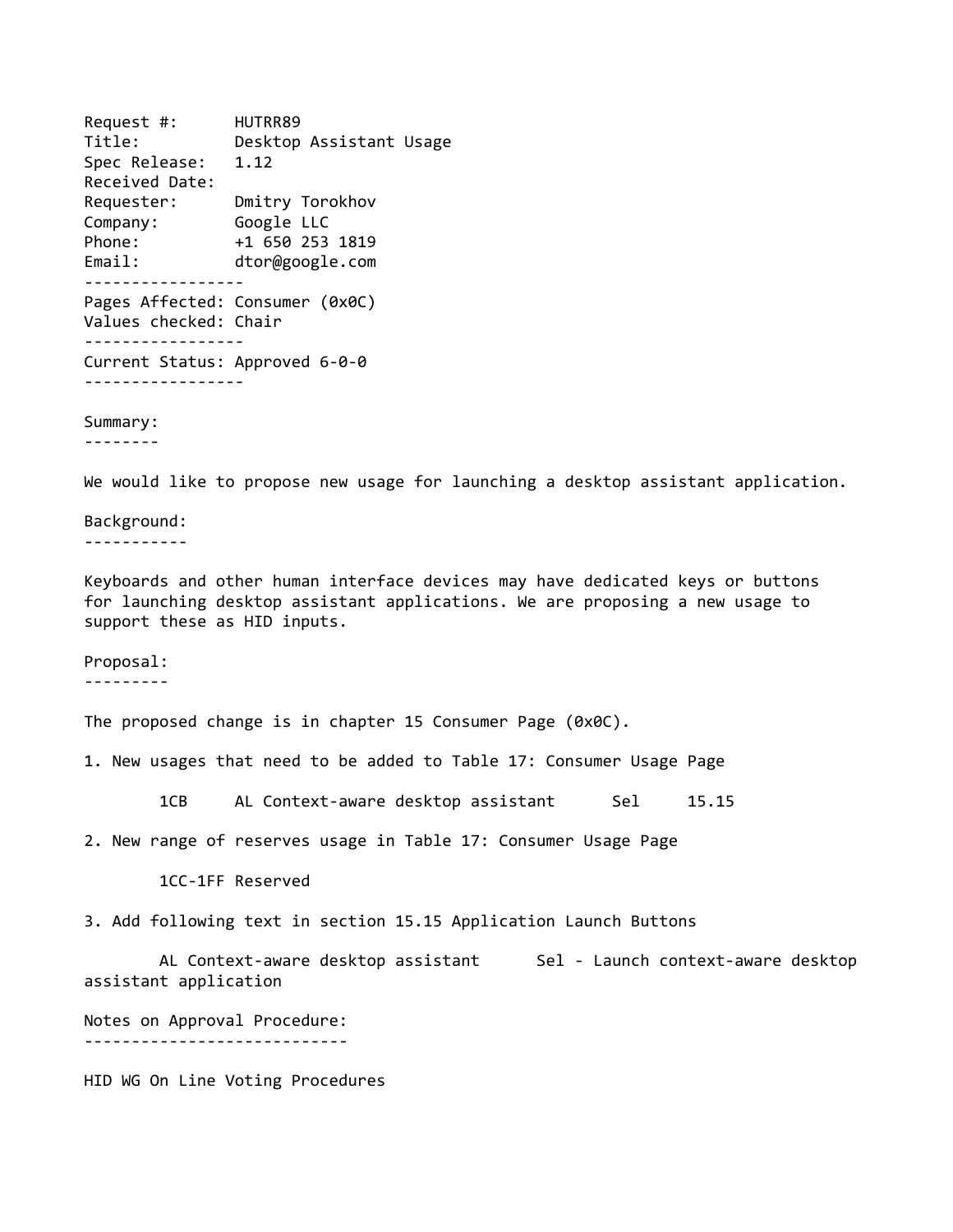Request #: HUTRR89
Title: Desktop Assistant Usage
Spec Release: 1.12
Received Date:
Requester: Dmitry Torokhov
Company: Google LLC
Phone: +1 650 253 1819
Email: dtor@google.com

-----------------

Pages Affected: Consumer (0x0C)
Values checked: Chair

-----------------

Current Status: Approved 6-0-0

-----------------

## Summary:

We would like to propose new usage for launching a desktop assistant application.

## Background:

Keyboards and other human interface devices may have dedicated keys or buttons for launching desktop assistant applications. We are proposing a new usage to support these as HID inputs.

## Proposal:

The proposed change is in chapter 15 Consumer Page (0x0C).

1. New usages that need to be added to Table 17: Consumer Usage Page

```
        1CB     AL Context-aware desktop assistant      Sel     15.15
```

2. New range of reserves usage in Table 17: Consumer Usage Page

```
        1CC-1FF Reserved
```

3. Add following text in section 15.15 Application Launch Buttons

```
        AL Context-aware desktop assistant      Sel - Launch context-aware desktop
assistant application
```

## Notes on Approval Procedure:

HID WG On Line Voting Procedures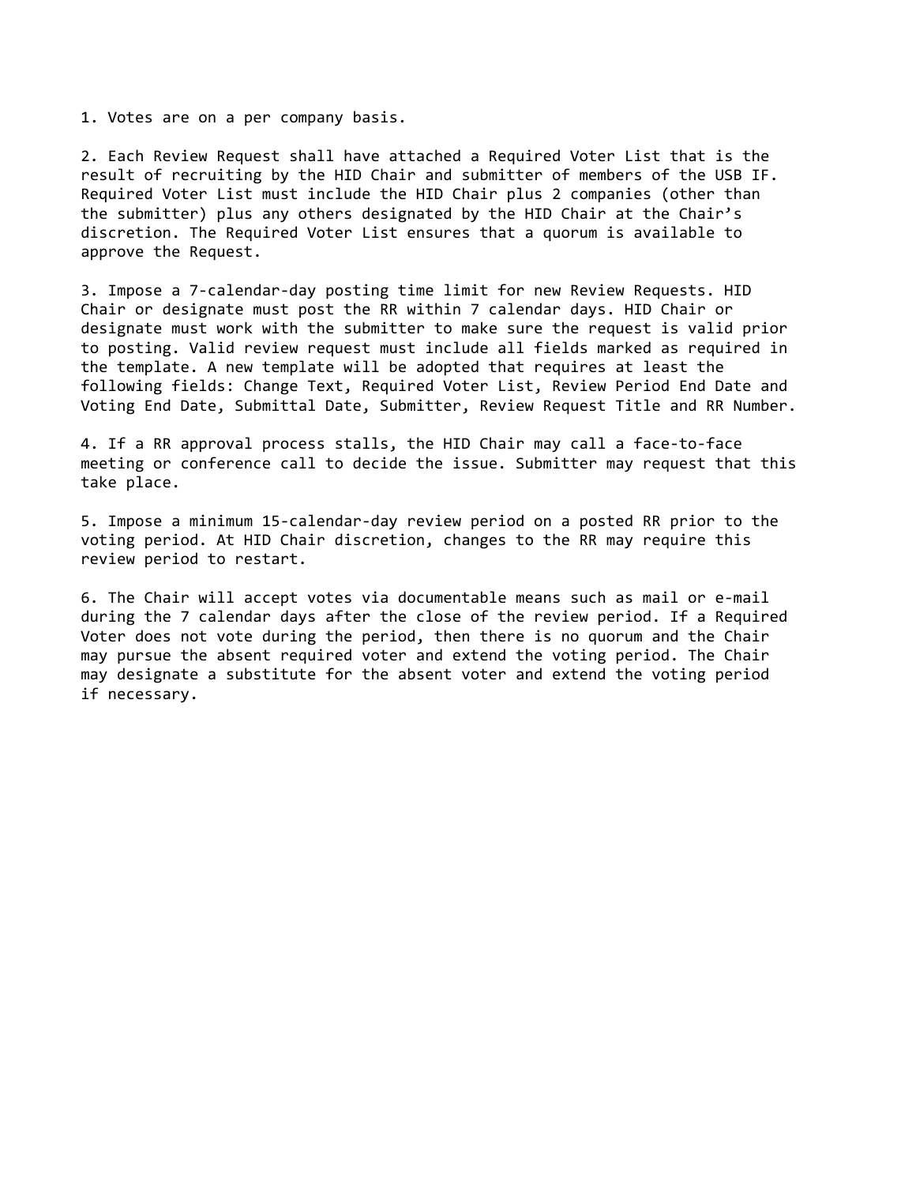1. Votes are on a per company basis.

2. Each Review Request shall have attached a Required Voter List that is the result of recruiting by the HID Chair and submitter of members of the USB IF. Required Voter List must include the HID Chair plus 2 companies (other than the submitter) plus any others designated by the HID Chair at the Chair's discretion. The Required Voter List ensures that a quorum is available to approve the Request.

3. Impose a 7-calendar-day posting time limit for new Review Requests. HID Chair or designate must post the RR within 7 calendar days. HID Chair or designate must work with the submitter to make sure the request is valid prior to posting. Valid review request must include all fields marked as required in the template. A new template will be adopted that requires at least the following fields: Change Text, Required Voter List, Review Period End Date and Voting End Date, Submittal Date, Submitter, Review Request Title and RR Number.

4. If a RR approval process stalls, the HID Chair may call a face-to-face meeting or conference call to decide the issue. Submitter may request that this take place.

5. Impose a minimum 15-calendar-day review period on a posted RR prior to the voting period. At HID Chair discretion, changes to the RR may require this review period to restart.

6. The Chair will accept votes via documentable means such as mail or e-mail during the 7 calendar days after the close of the review period. If a Required Voter does not vote during the period, then there is no quorum and the Chair may pursue the absent required voter and extend the voting period. The Chair may designate a substitute for the absent voter and extend the voting period if necessary.